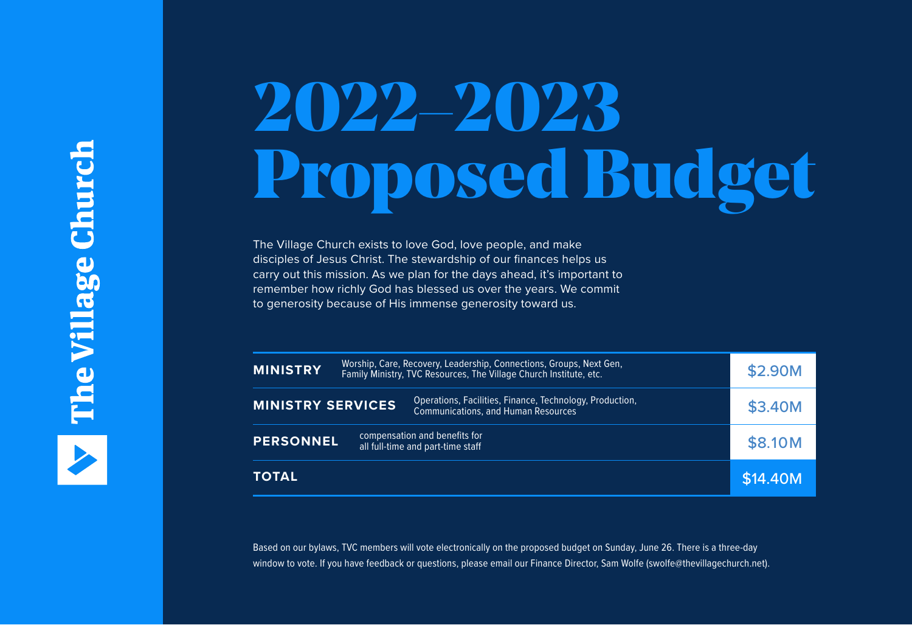The Village Church

# 2022–2023 Proposed Budget

The Village Church exists to love God, love people, and make disciples of Jesus Christ. The stewardship of our finances helps us carry out this mission. As we plan for the days ahead, it's important to remember how richly God has blessed us over the years. We commit to generosity because of His immense generosity toward us.

| Category | Description | Amount |
|---|---|---|
| **MINISTRY** | Worship, Care, Recovery, Leadership, Connections, Groups, Next Gen, Family Ministry, TVC Resources, The Village Church Institute, etc. | $2.90M |
| **MINISTRY SERVICES** | Operations, Facilities, Finance, Technology, Production, Communications, and Human Resources | $3.40M |
| **PERSONNEL** | compensation and benefits for all full-time and part-time staff | $8.10M |
| **TOTAL** | | $14.40M |

Based on our bylaws, TVC members will vote electronically on the proposed budget on Sunday, June 26. There is a three-day window to vote. If you have feedback or questions, please email our Finance Director, Sam Wolfe (swolfe@thevillagechurch.net).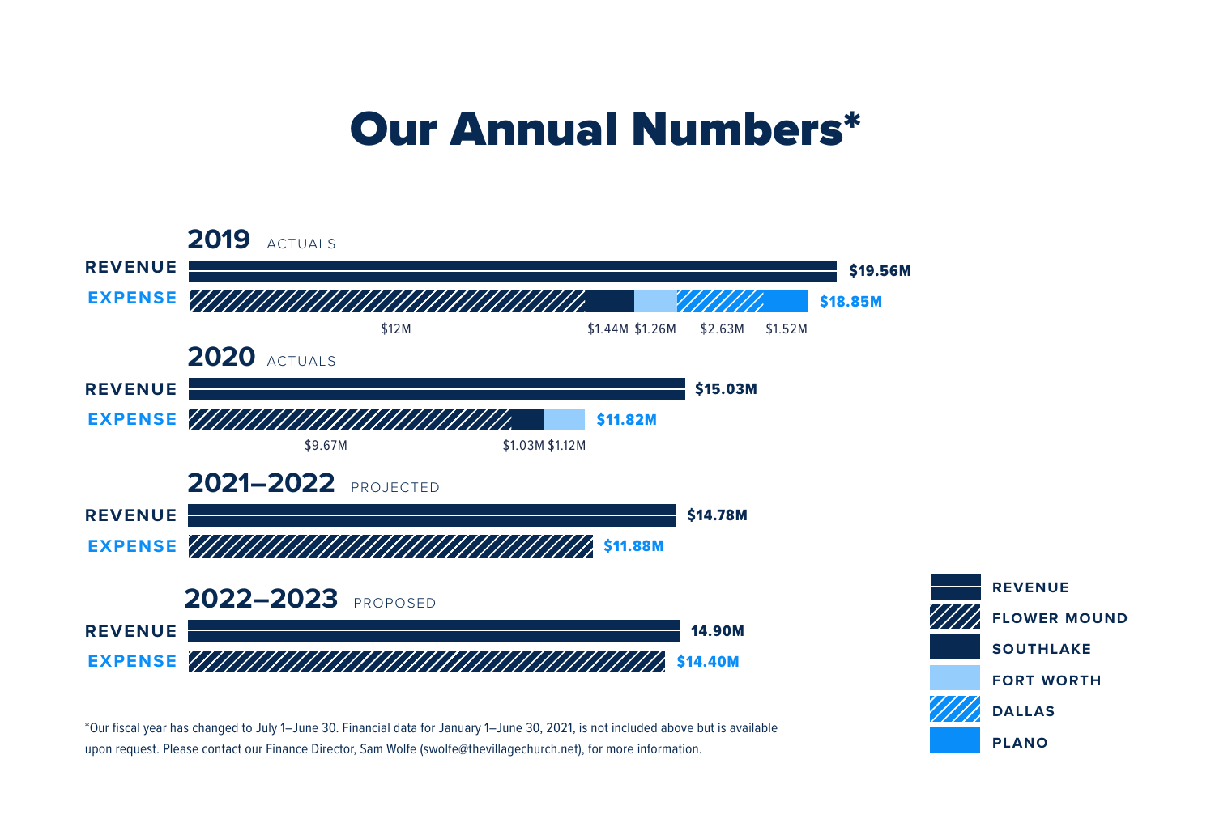# Our Annual Numbers*

**2019** ACTUALS

REVENUE $19.56M

EXPENSE $18.85M

$12M $1.44M $1.26M $2.63M $1.52M

**2020** ACTUALS

REVENUE $15.03M

EXPENSE $11.82M

$9.67M $1.03M $1.12M

**2021–2022** PROJECTED

REVENUE $14.78M

EXPENSE $11.88M

**2022–2023** PROPOSED

REVENUE 14.90M

EXPENSE $14.40M

REVENUE
FLOWER MOUND
SOUTHLAKE
FORT WORTH
DALLAS
PLANO

*Our fiscal year has changed to July 1–June 30. Financial data for January 1–June 30, 2021, is not included above but is available upon request. Please contact our Finance Director, Sam Wolfe (swolfe@thevillagechurch.net), for more information.